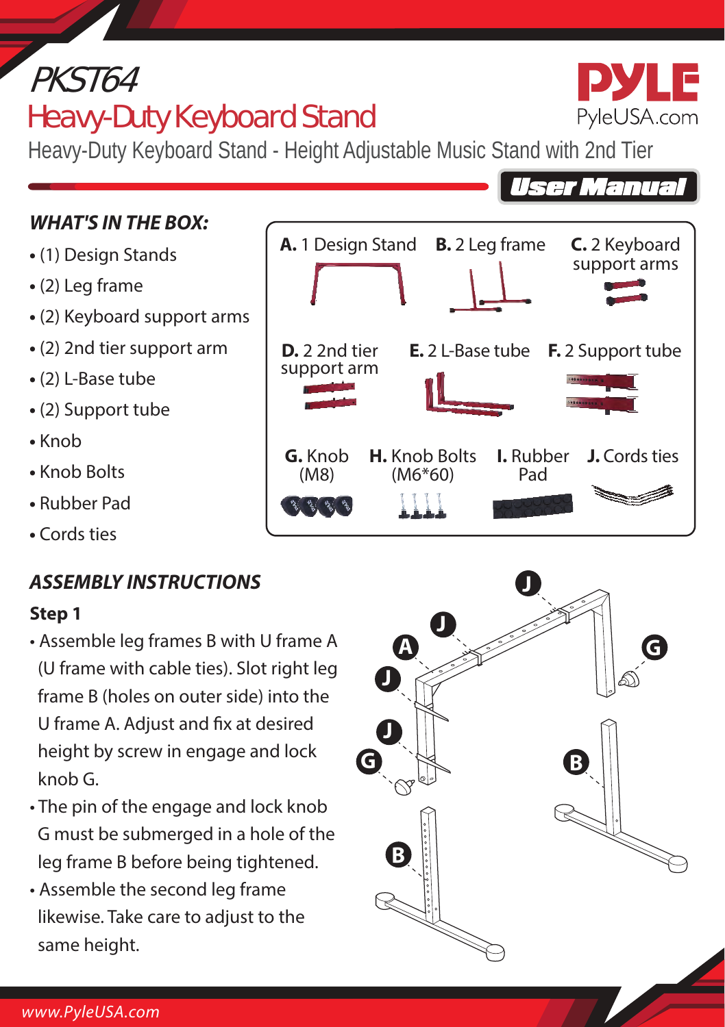# PKST64

## Heavy-Duty Keyboard Stand

Heavy-Duty Keyboard Stand - Height Adjustable Music Stand with 2nd Tier

PYLE
PyleUSA.com

**User Manual**

### WHAT'S IN THE BOX:

- (1) Design Stands
- (2) Leg frame
- (2) Keyboard support arms
- (2) 2nd tier support arm
- (2) L-Base tube
- (2) Support tube
- Knob
- Knob Bolts
- Rubber Pad
- Cords ties

**A.** 1 Design Stand
**B.** 2 Leg frame
**C.** 2 Keyboard support arms
**D.** 2 2nd tier support arm
**E.** 2 L-Base tube
**F.** 2 Support tube
**G.** Knob (M8)
**H.** Knob Bolts (M6*60)
**I.** Rubber Pad
**J.** Cords ties

### ASSEMBLY INSTRUCTIONS

**Step 1**

- Assemble leg frames B with U frame A (U frame with cable ties). Slot right leg frame B (holes on outer side) into the U frame A. Adjust and fix at desired height by screw in engage and lock knob G.
- The pin of the engage and lock knob G must be submerged in a hole of the leg frame B before being tightened.
- Assemble the second leg frame likewise. Take care to adjust to the same height.

www.PyleUSA.com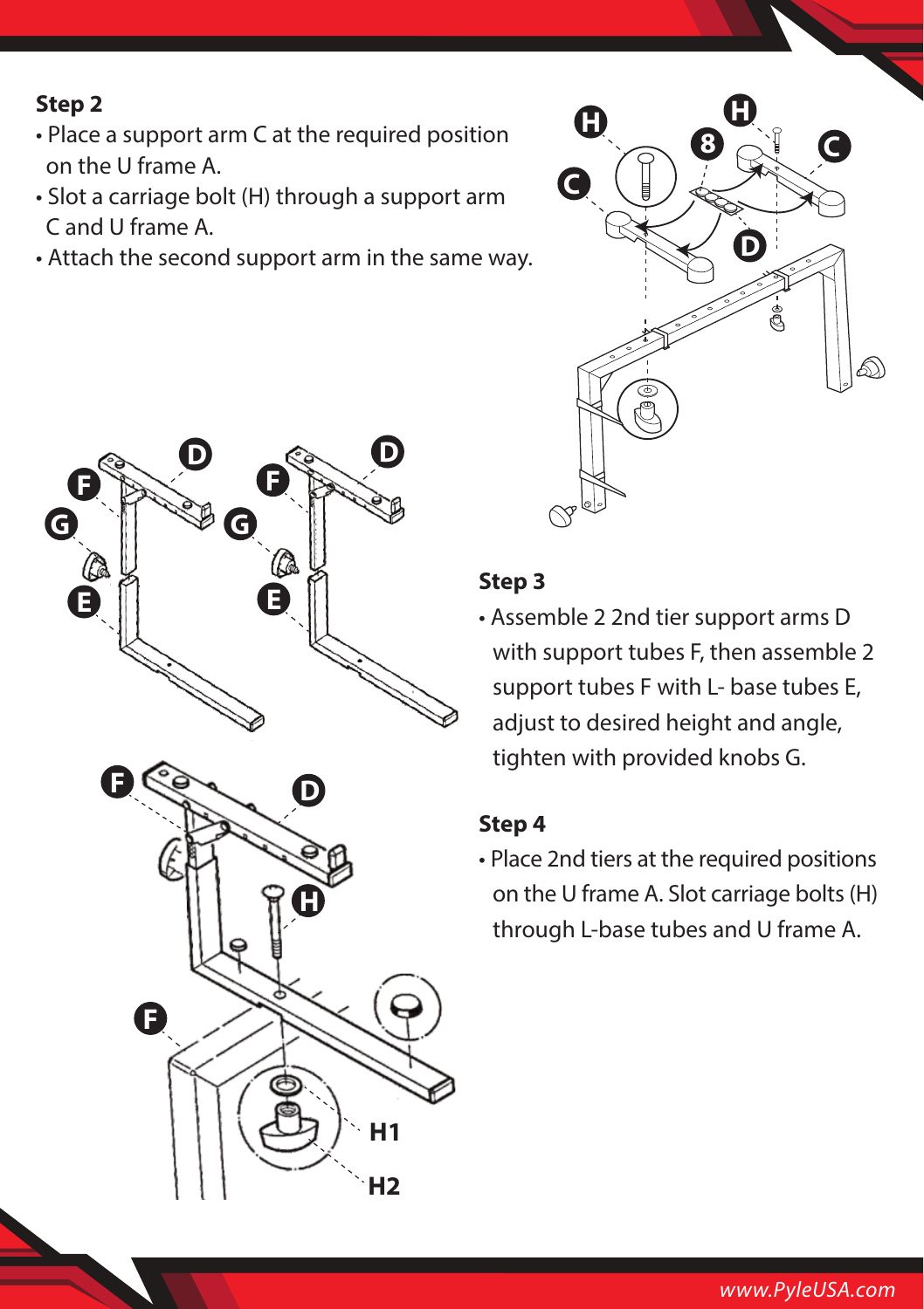**Step 2**

- Place a support arm C at the required position on the U frame A.
- Slot a carriage bolt (H) through a support arm C and U frame A.
- Attach the second support arm in the same way.

**Step 3**

- Assemble 2 2nd tier support arms D with support tubes F, then assemble 2 support tubes F with L- base tubes E, adjust to desired height and angle, tighten with provided knobs G.

**Step 4**

- Place 2nd tiers at the required positions on the U frame A. Slot carriage bolts (H) through L-base tubes and U frame A.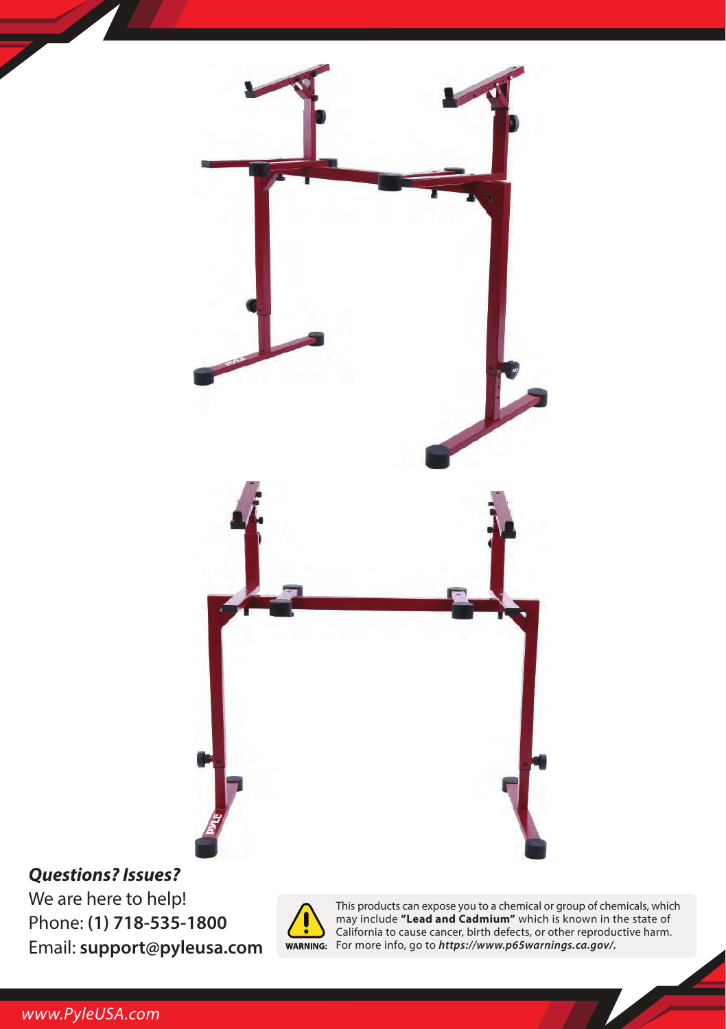***Questions? Issues?***

We are here to help!

Phone: **(1) 718-535-1800**

Email: **support@pyleusa.com**

**WARNING:** This products can expose you to a chemical or group of chemicals, which may include **"Lead and Cadmium"** which is known in the state of California to cause cancer, birth defects, or other reproductive harm. For more info, go to ***https://www.p65warnings.ca.gov/.***

*www.PyleUSA.com*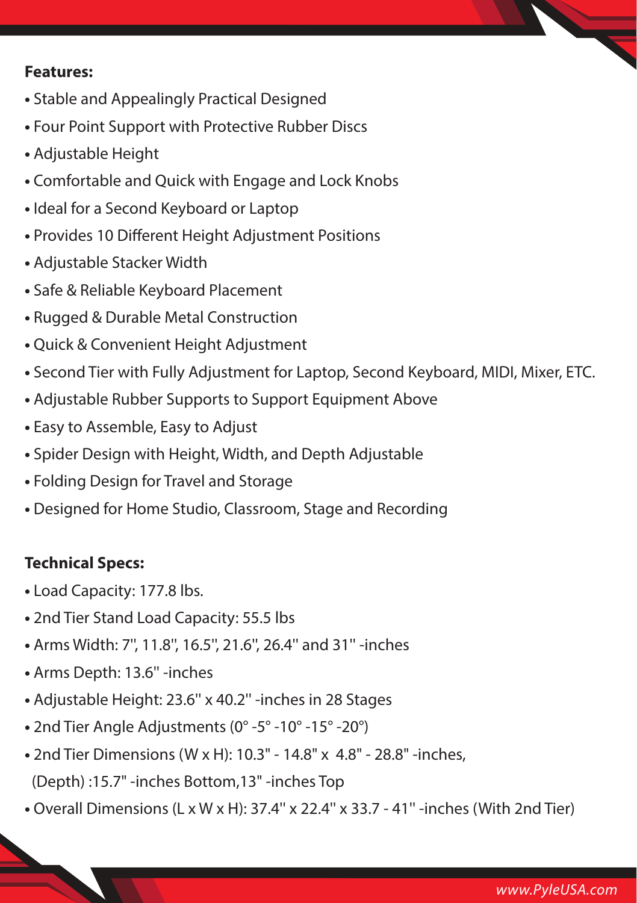**Features:**

- Stable and Appealingly Practical Designed
- Four Point Support with Protective Rubber Discs
- Adjustable Height
- Comfortable and Quick with Engage and Lock Knobs
- Ideal for a Second Keyboard or Laptop
- Provides 10 Different Height Adjustment Positions
- Adjustable Stacker Width
- Safe & Reliable Keyboard Placement
- Rugged & Durable Metal Construction
- Quick & Convenient Height Adjustment
- Second Tier with Fully Adjustment for Laptop, Second Keyboard, MIDI, Mixer, ETC.
- Adjustable Rubber Supports to Support Equipment Above
- Easy to Assemble, Easy to Adjust
- Spider Design with Height, Width, and Depth Adjustable
- Folding Design for Travel and Storage
- Designed for Home Studio, Classroom, Stage and Recording

**Technical Specs:**

- Load Capacity: 177.8 lbs.
- 2nd Tier Stand Load Capacity: 55.5 lbs
- Arms Width: 7", 11.8", 16.5", 21.6", 26.4'' and 31'' -inches
- Arms Depth: 13.6" -inches
- Adjustable Height: 23.6'' x 40.2'' -inches in 28 Stages
- 2nd Tier Angle Adjustments (0° -5° -10° -15° -20°)
- 2nd Tier Dimensions (W x H): 10.3" - 14.8" x 4.8" - 28.8" -inches, (Depth) :15.7" -inches Bottom,13" -inches Top
- Overall Dimensions (L x W x H): 37.4'' x 22.4'' x 33.7 - 41'' -inches (With 2nd Tier)

*www.PyleUSA.com*